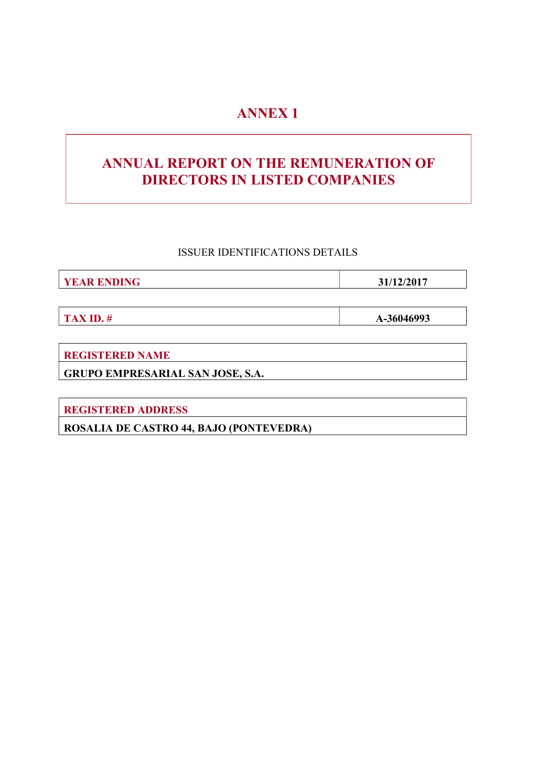# ANNEX 1

## ANNUAL REPORT ON THE REMUNERATION OF DIRECTORS IN LISTED COMPANIES

ISSUER IDENTIFICATIONS DETAILS

| YEAR ENDING | 31/12/2017 |
| --- | --- |

| TAX ID. # | A-36046993 |
| --- | --- |

| REGISTERED NAME |
| --- |
| GRUPO EMPRESARIAL SAN JOSE, S.A. |

| REGISTERED ADDRESS |
| --- |
| ROSALIA DE CASTRO 44, BAJO (PONTEVEDRA) |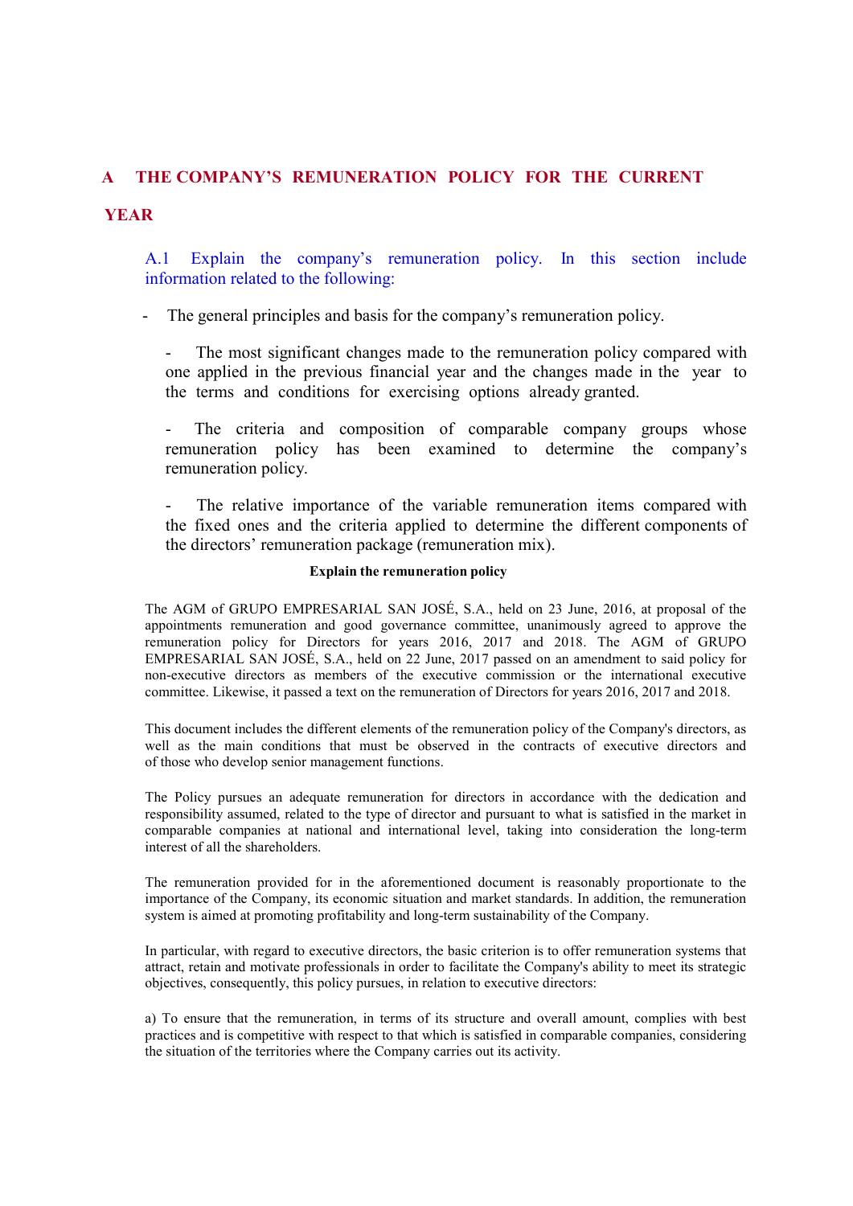# A THE COMPANY'S REMUNERATION POLICY FOR THE CURRENT YEAR

A.1 Explain the company's remuneration policy. In this section include information related to the following:

- The general principles and basis for the company's remuneration policy.

  - The most significant changes made to the remuneration policy compared with one applied in the previous financial year and the changes made in the year to the terms and conditions for exercising options already granted.

  - The criteria and composition of comparable company groups whose remuneration policy has been examined to determine the company's remuneration policy.

  - The relative importance of the variable remuneration items compared with the fixed ones and the criteria applied to determine the different components of the directors' remuneration package (remuneration mix).

**Explain the remuneration policy**

The AGM of GRUPO EMPRESARIAL SAN JOSÉ, S.A., held on 23 June, 2016, at proposal of the appointments remuneration and good governance committee, unanimously agreed to approve the remuneration policy for Directors for years 2016, 2017 and 2018. The AGM of GRUPO EMPRESARIAL SAN JOSÉ, S.A., held on 22 June, 2017 passed on an amendment to said policy for non-executive directors as members of the executive commission or the international executive committee. Likewise, it passed a text on the remuneration of Directors for years 2016, 2017 and 2018.

This document includes the different elements of the remuneration policy of the Company's directors, as well as the main conditions that must be observed in the contracts of executive directors and of those who develop senior management functions.

The Policy pursues an adequate remuneration for directors in accordance with the dedication and responsibility assumed, related to the type of director and pursuant to what is satisfied in the market in comparable companies at national and international level, taking into consideration the long-term interest of all the shareholders.

The remuneration provided for in the aforementioned document is reasonably proportionate to the importance of the Company, its economic situation and market standards. In addition, the remuneration system is aimed at promoting profitability and long-term sustainability of the Company.

In particular, with regard to executive directors, the basic criterion is to offer remuneration systems that attract, retain and motivate professionals in order to facilitate the Company's ability to meet its strategic objectives, consequently, this policy pursues, in relation to executive directors:

a) To ensure that the remuneration, in terms of its structure and overall amount, complies with best practices and is competitive with respect to that which is satisfied in comparable companies, considering the situation of the territories where the Company carries out its activity.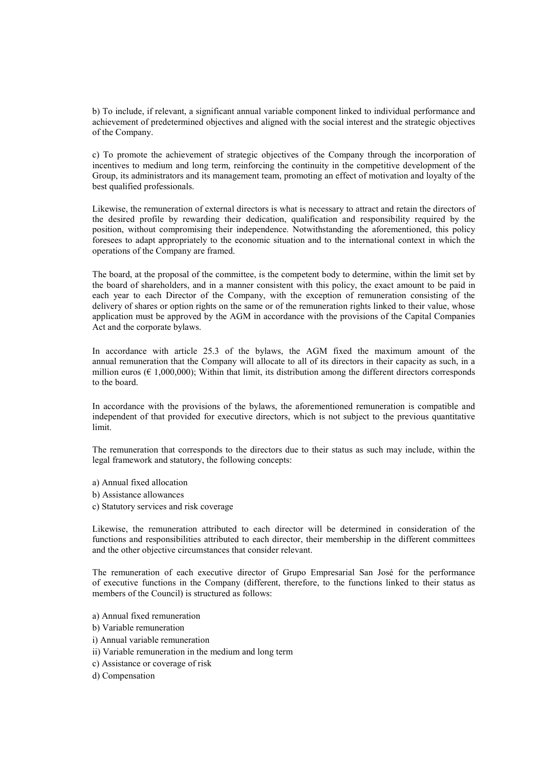b) To include, if relevant, a significant annual variable component linked to individual performance and achievement of predetermined objectives and aligned with the social interest and the strategic objectives of the Company.

c) To promote the achievement of strategic objectives of the Company through the incorporation of incentives to medium and long term, reinforcing the continuity in the competitive development of the Group, its administrators and its management team, promoting an effect of motivation and loyalty of the best qualified professionals.

Likewise, the remuneration of external directors is what is necessary to attract and retain the directors of the desired profile by rewarding their dedication, qualification and responsibility required by the position, without compromising their independence. Notwithstanding the aforementioned, this policy foresees to adapt appropriately to the economic situation and to the international context in which the operations of the Company are framed.

The board, at the proposal of the committee, is the competent body to determine, within the limit set by the board of shareholders, and in a manner consistent with this policy, the exact amount to be paid in each year to each Director of the Company, with the exception of remuneration consisting of the delivery of shares or option rights on the same or of the remuneration rights linked to their value, whose application must be approved by the AGM in accordance with the provisions of the Capital Companies Act and the corporate bylaws.

In accordance with article 25.3 of the bylaws, the AGM fixed the maximum amount of the annual remuneration that the Company will allocate to all of its directors in their capacity as such, in a million euros (€ 1,000,000); Within that limit, its distribution among the different directors corresponds to the board.

In accordance with the provisions of the bylaws, the aforementioned remuneration is compatible and independent of that provided for executive directors, which is not subject to the previous quantitative limit.

The remuneration that corresponds to the directors due to their status as such may include, within the legal framework and statutory, the following concepts:

a) Annual fixed allocation
b) Assistance allowances
c) Statutory services and risk coverage

Likewise, the remuneration attributed to each director will be determined in consideration of the functions and responsibilities attributed to each director, their membership in the different committees and the other objective circumstances that consider relevant.

The remuneration of each executive director of Grupo Empresarial San José for the performance of executive functions in the Company (different, therefore, to the functions linked to their status as members of the Council) is structured as follows:

a) Annual fixed remuneration
b) Variable remuneration
i) Annual variable remuneration
ii) Variable remuneration in the medium and long term
c) Assistance or coverage of risk
d) Compensation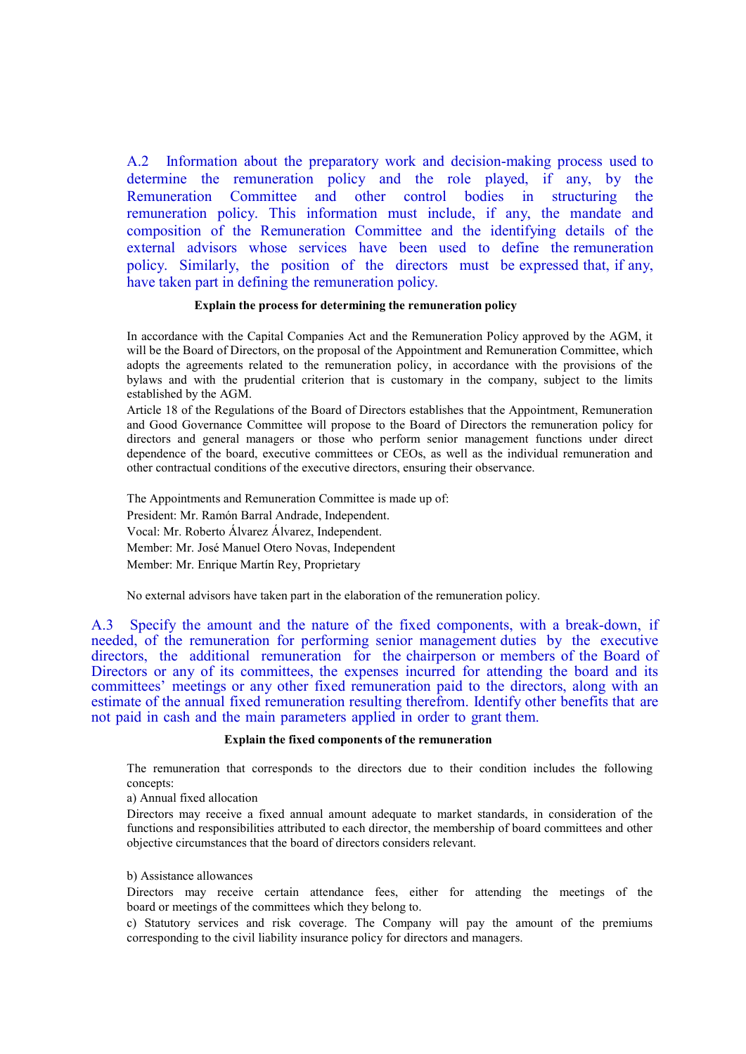A.2 Information about the preparatory work and decision-making process used to determine the remuneration policy and the role played, if any, by the Remuneration Committee and other control bodies in structuring the remuneration policy. This information must include, if any, the mandate and composition of the Remuneration Committee and the identifying details of the external advisors whose services have been used to define the remuneration policy. Similarly, the position of the directors must be expressed that, if any, have taken part in defining the remuneration policy.

**Explain the process for determining the remuneration policy**

In accordance with the Capital Companies Act and the Remuneration Policy approved by the AGM, it will be the Board of Directors, on the proposal of the Appointment and Remuneration Committee, which adopts the agreements related to the remuneration policy, in accordance with the provisions of the bylaws and with the prudential criterion that is customary in the company, subject to the limits established by the AGM.

Article 18 of the Regulations of the Board of Directors establishes that the Appointment, Remuneration and Good Governance Committee will propose to the Board of Directors the remuneration policy for directors and general managers or those who perform senior management functions under direct dependence of the board, executive committees or CEOs, as well as the individual remuneration and other contractual conditions of the executive directors, ensuring their observance.

The Appointments and Remuneration Committee is made up of:

President: Mr. Ramón Barral Andrade, Independent.

Vocal: Mr. Roberto Álvarez Álvarez, Independent.

Member: Mr. José Manuel Otero Novas, Independent

Member: Mr. Enrique Martín Rey, Proprietary

No external advisors have taken part in the elaboration of the remuneration policy.

A.3 Specify the amount and the nature of the fixed components, with a break-down, if needed, of the remuneration for performing senior management duties by the executive directors, the additional remuneration for the chairperson or members of the Board of Directors or any of its committees, the expenses incurred for attending the board and its committees' meetings or any other fixed remuneration paid to the directors, along with an estimate of the annual fixed remuneration resulting therefrom. Identify other benefits that are not paid in cash and the main parameters applied in order to grant them.

**Explain the fixed components of the remuneration**

The remuneration that corresponds to the directors due to their condition includes the following concepts:

a) Annual fixed allocation

Directors may receive a fixed annual amount adequate to market standards, in consideration of the functions and responsibilities attributed to each director, the membership of board committees and other objective circumstances that the board of directors considers relevant.

b) Assistance allowances

Directors may receive certain attendance fees, either for attending the meetings of the board or meetings of the committees which they belong to.

c) Statutory services and risk coverage. The Company will pay the amount of the premiums corresponding to the civil liability insurance policy for directors and managers.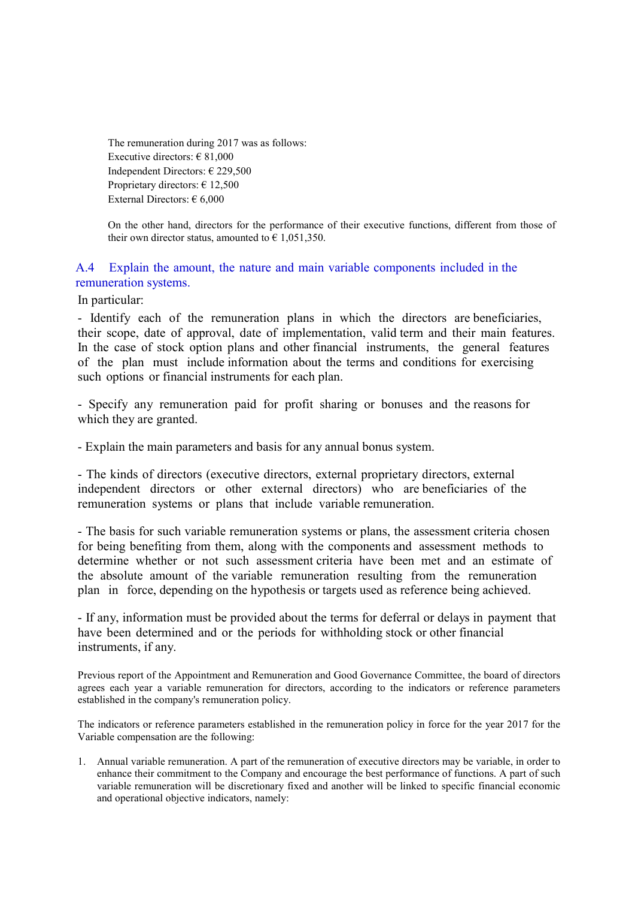The remuneration during 2017 was as follows:
Executive directors: € 81,000
Independent Directors: € 229,500
Proprietary directors: € 12,500
External Directors: € 6,000

On the other hand, directors for the performance of their executive functions, different from those of their own director status, amounted to € 1,051,350.

## A.4 Explain the amount, the nature and main variable components included in the remuneration systems.

In particular:

- Identify each of the remuneration plans in which the directors are beneficiaries, their scope, date of approval, date of implementation, valid term and their main features. In the case of stock option plans and other financial instruments, the general features of the plan must include information about the terms and conditions for exercising such options or financial instruments for each plan.

- Specify any remuneration paid for profit sharing or bonuses and the reasons for which they are granted.

- Explain the main parameters and basis for any annual bonus system.

- The kinds of directors (executive directors, external proprietary directors, external independent directors or other external directors) who are beneficiaries of the remuneration systems or plans that include variable remuneration.

- The basis for such variable remuneration systems or plans, the assessment criteria chosen for being benefiting from them, along with the components and assessment methods to determine whether or not such assessment criteria have been met and an estimate of the absolute amount of the variable remuneration resulting from the remuneration plan in force, depending on the hypothesis or targets used as reference being achieved.

- If any, information must be provided about the terms for deferral or delays in payment that have been determined and or the periods for withholding stock or other financial instruments, if any.

Previous report of the Appointment and Remuneration and Good Governance Committee, the board of directors agrees each year a variable remuneration for directors, according to the indicators or reference parameters established in the company's remuneration policy.

The indicators or reference parameters established in the remuneration policy in force for the year 2017 for the Variable compensation are the following:

1. Annual variable remuneration. A part of the remuneration of executive directors may be variable, in order to enhance their commitment to the Company and encourage the best performance of functions. A part of such variable remuneration will be discretionary fixed and another will be linked to specific financial economic and operational objective indicators, namely: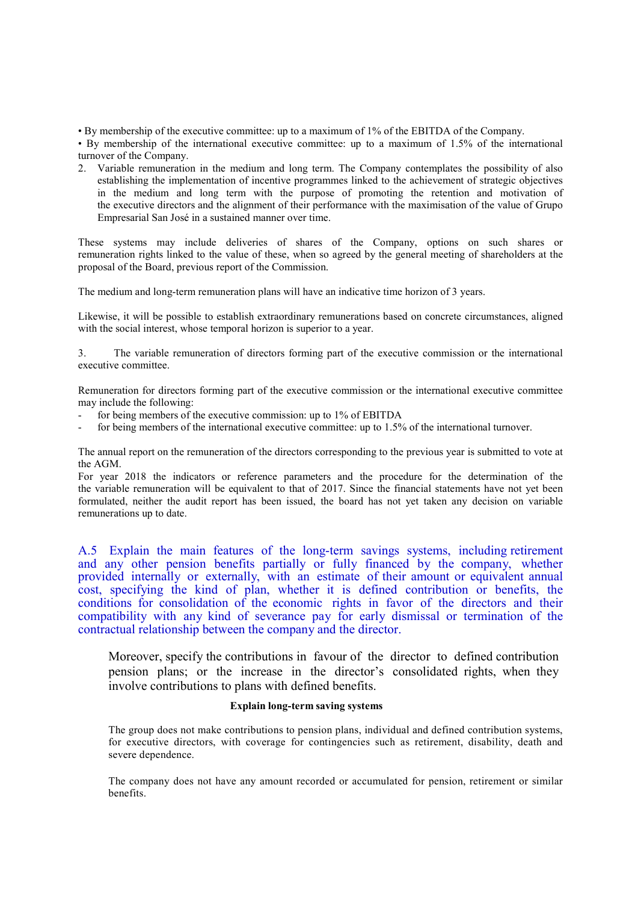• By membership of the executive committee: up to a maximum of 1% of the EBITDA of the Company.

• By membership of the international executive committee: up to a maximum of 1.5% of the international turnover of the Company.

2. Variable remuneration in the medium and long term. The Company contemplates the possibility of also establishing the implementation of incentive programmes linked to the achievement of strategic objectives in the medium and long term with the purpose of promoting the retention and motivation of the executive directors and the alignment of their performance with the maximisation of the value of Grupo Empresarial San José in a sustained manner over time.

These systems may include deliveries of shares of the Company, options on such shares or remuneration rights linked to the value of these, when so agreed by the general meeting of shareholders at the proposal of the Board, previous report of the Commission.

The medium and long-term remuneration plans will have an indicative time horizon of 3 years.

Likewise, it will be possible to establish extraordinary remunerations based on concrete circumstances, aligned with the social interest, whose temporal horizon is superior to a year.

3. The variable remuneration of directors forming part of the executive commission or the international executive committee.

Remuneration for directors forming part of the executive commission or the international executive committee may include the following:

- for being members of the executive commission: up to 1% of EBITDA
- for being members of the international executive committee: up to 1.5% of the international turnover.

The annual report on the remuneration of the directors corresponding to the previous year is submitted to vote at the AGM.

For year 2018 the indicators or reference parameters and the procedure for the determination of the the variable remuneration will be equivalent to that of 2017. Since the financial statements have not yet been formulated, neither the audit report has been issued, the board has not yet taken any decision on variable remunerations up to date.

## A.5 Explain the main features of the long-term savings systems, including retirement and any other pension benefits partially or fully financed by the company, whether provided internally or externally, with an estimate of their amount or equivalent annual cost, specifying the kind of plan, whether it is defined contribution or benefits, the conditions for consolidation of the economic rights in favor of the directors and their compatibility with any kind of severance pay for early dismissal or termination of the contractual relationship between the company and the director.

Moreover, specify the contributions in favour of the director to defined contribution pension plans; or the increase in the director's consolidated rights, when they involve contributions to plans with defined benefits.

**Explain long-term saving systems**

The group does not make contributions to pension plans, individual and defined contribution systems, for executive directors, with coverage for contingencies such as retirement, disability, death and severe dependence.

The company does not have any amount recorded or accumulated for pension, retirement or similar benefits.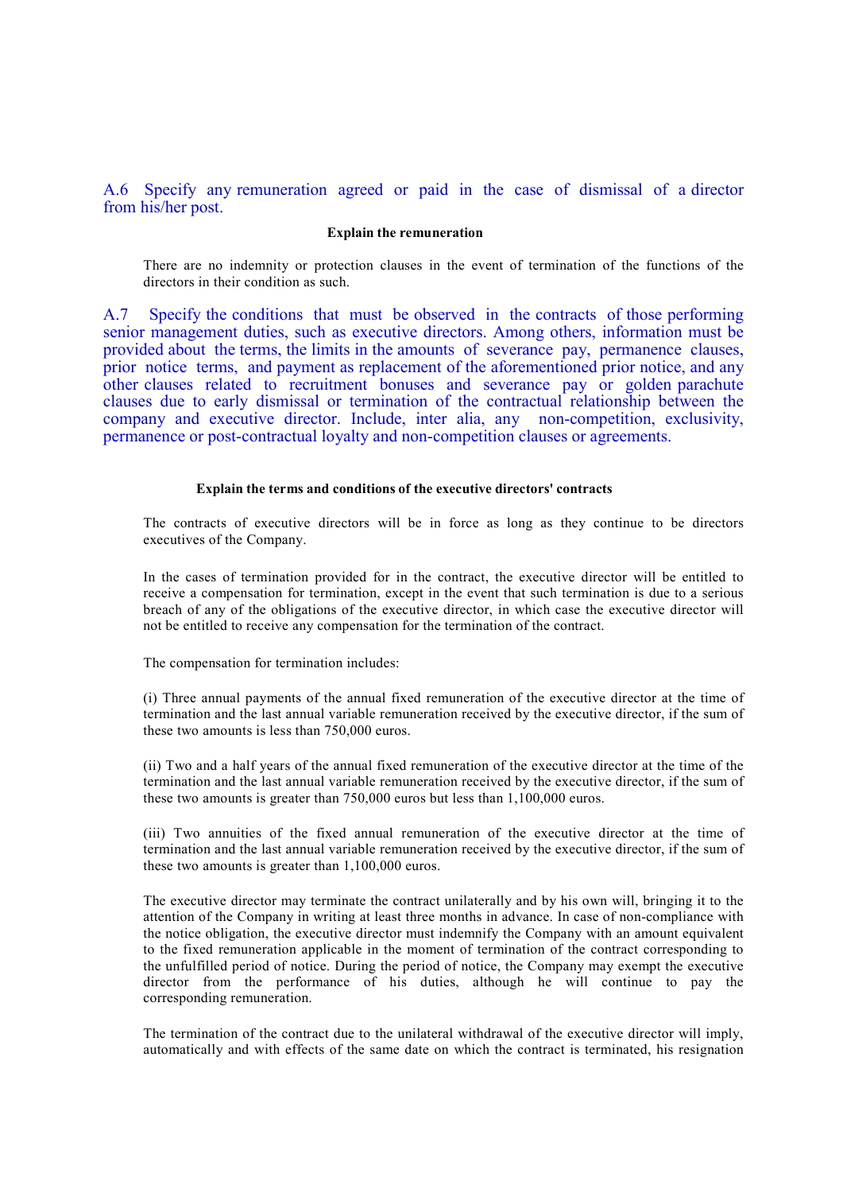## A.6 Specify any remuneration agreed or paid in the case of dismissal of a director from his/her post.

**Explain the remuneration**

There are no indemnity or protection clauses in the event of termination of the functions of the directors in their condition as such.

## A.7 Specify the conditions that must be observed in the contracts of those performing senior management duties, such as executive directors. Among others, information must be provided about the terms, the limits in the amounts of severance pay, permanence clauses, prior notice terms, and payment as replacement of the aforementioned prior notice, and any other clauses related to recruitment bonuses and severance pay or golden parachute clauses due to early dismissal or termination of the contractual relationship between the company and executive director. Include, inter alia, any non-competition, exclusivity, permanence or post-contractual loyalty and non-competition clauses or agreements.

**Explain the terms and conditions of the executive directors' contracts**

The contracts of executive directors will be in force as long as they continue to be directors executives of the Company.

In the cases of termination provided for in the contract, the executive director will be entitled to receive a compensation for termination, except in the event that such termination is due to a serious breach of any of the obligations of the executive director, in which case the executive director will not be entitled to receive any compensation for the termination of the contract.

The compensation for termination includes:

(i) Three annual payments of the annual fixed remuneration of the executive director at the time of termination and the last annual variable remuneration received by the executive director, if the sum of these two amounts is less than 750,000 euros.

(ii) Two and a half years of the annual fixed remuneration of the executive director at the time of the termination and the last annual variable remuneration received by the executive director, if the sum of these two amounts is greater than 750,000 euros but less than 1,100,000 euros.

(iii) Two annuities of the fixed annual remuneration of the executive director at the time of termination and the last annual variable remuneration received by the executive director, if the sum of these two amounts is greater than 1,100,000 euros.

The executive director may terminate the contract unilaterally and by his own will, bringing it to the attention of the Company in writing at least three months in advance. In case of non-compliance with the notice obligation, the executive director must indemnify the Company with an amount equivalent to the fixed remuneration applicable in the moment of termination of the contract corresponding to the unfulfilled period of notice. During the period of notice, the Company may exempt the executive director from the performance of his duties, although he will continue to pay the corresponding remuneration.

The termination of the contract due to the unilateral withdrawal of the executive director will imply, automatically and with effects of the same date on which the contract is terminated, his resignation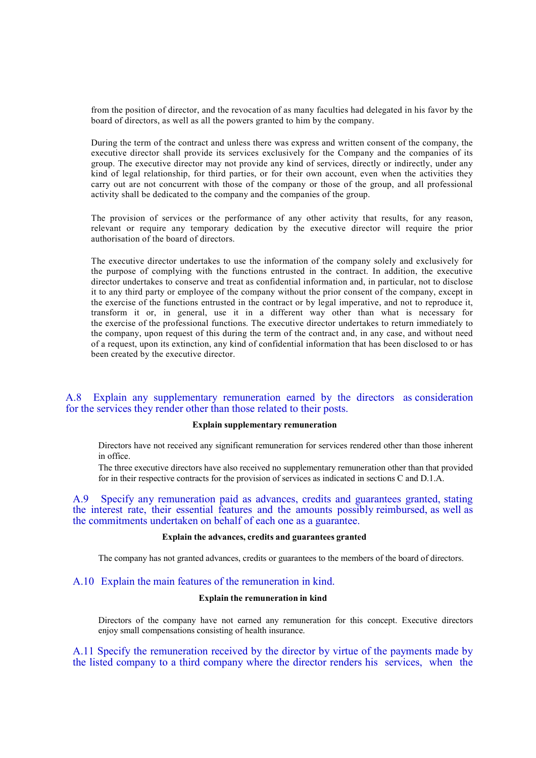from the position of director, and the revocation of as many faculties had delegated in his favor by the board of directors, as well as all the powers granted to him by the company.

During the term of the contract and unless there was express and written consent of the company, the executive director shall provide its services exclusively for the Company and the companies of its group. The executive director may not provide any kind of services, directly or indirectly, under any kind of legal relationship, for third parties, or for their own account, even when the activities they carry out are not concurrent with those of the company or those of the group, and all professional activity shall be dedicated to the company and the companies of the group.

The provision of services or the performance of any other activity that results, for any reason, relevant or require any temporary dedication by the executive director will require the prior authorisation of the board of directors.

The executive director undertakes to use the information of the company solely and exclusively for the purpose of complying with the functions entrusted in the contract. In addition, the executive director undertakes to conserve and treat as confidential information and, in particular, not to disclose it to any third party or employee of the company without the prior consent of the company, except in the exercise of the functions entrusted in the contract or by legal imperative, and not to reproduce it, transform it or, in general, use it in a different way other than what is necessary for the exercise of the professional functions. The executive director undertakes to return immediately to the company, upon request of this during the term of the contract and, in any case, and without need of a request, upon its extinction, any kind of confidential information that has been disclosed to or has been created by the executive director.

## A.8 Explain any supplementary remuneration earned by the directors as consideration for the services they render other than those related to their posts.

**Explain supplementary remuneration**

Directors have not received any significant remuneration for services rendered other than those inherent in office.
The three executive directors have also received no supplementary remuneration other than that provided for in their respective contracts for the provision of services as indicated in sections C and D.1.A.

## A.9 Specify any remuneration paid as advances, credits and guarantees granted, stating the interest rate, their essential features and the amounts possibly reimbursed, as well as the commitments undertaken on behalf of each one as a guarantee.

**Explain the advances, credits and guarantees granted**

The company has not granted advances, credits or guarantees to the members of the board of directors.

## A.10 Explain the main features of the remuneration in kind.

**Explain the remuneration in kind**

Directors of the company have not earned any remuneration for this concept. Executive directors enjoy small compensations consisting of health insurance.

## A.11 Specify the remuneration received by the director by virtue of the payments made by the listed company to a third company where the director renders his services, when the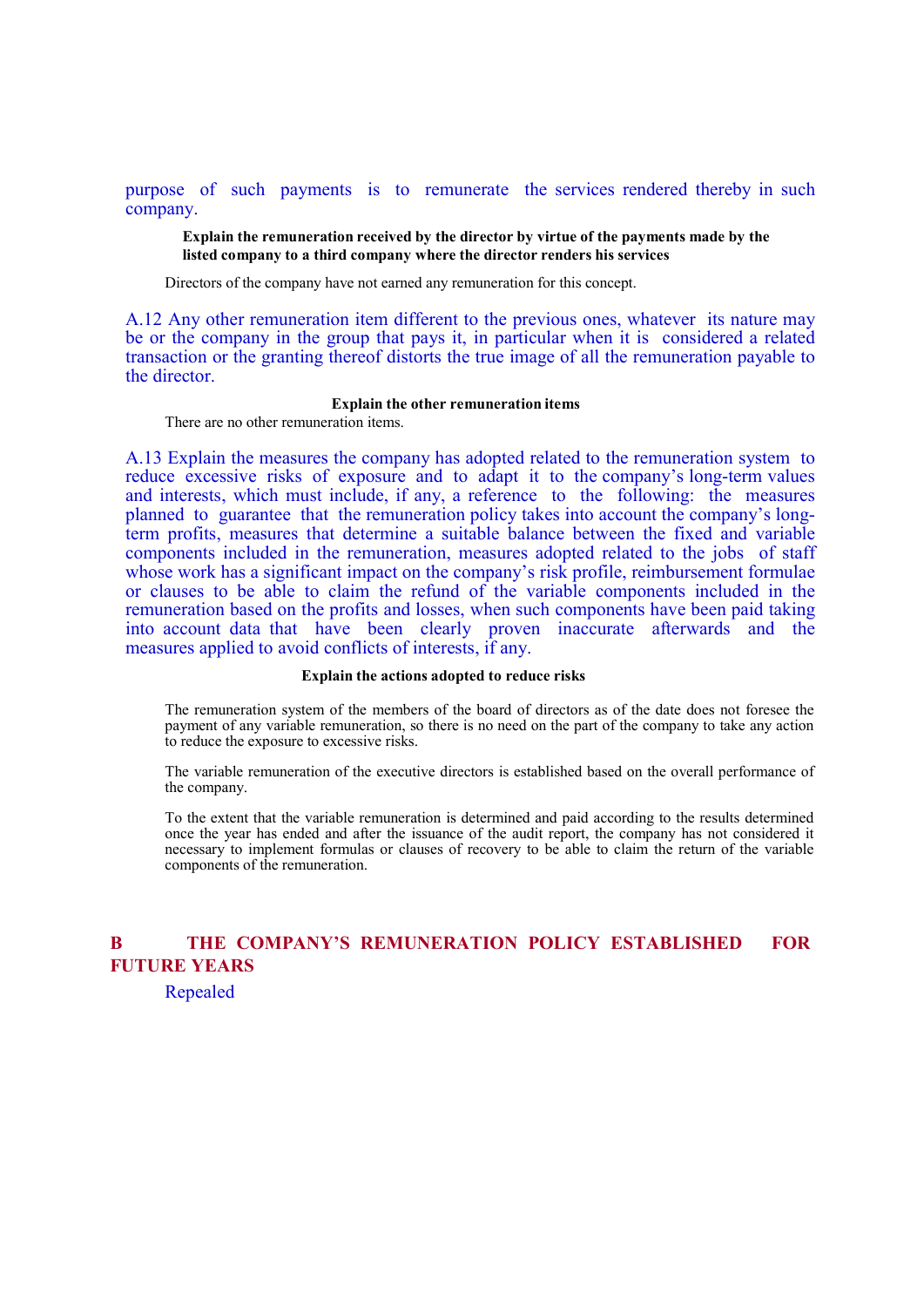purpose of such payments is to remunerate the services rendered thereby in such company.

**Explain the remuneration received by the director by virtue of the payments made by the listed company to a third company where the director renders his services**

Directors of the company have not earned any remuneration for this concept.

A.12 Any other remuneration item different to the previous ones, whatever its nature may be or the company in the group that pays it, in particular when it is considered a related transaction or the granting thereof distorts the true image of all the remuneration payable to the director.

**Explain the other remuneration items**

There are no other remuneration items.

A.13 Explain the measures the company has adopted related to the remuneration system to reduce excessive risks of exposure and to adapt it to the company's long-term values and interests, which must include, if any, a reference to the following: the measures planned to guarantee that the remuneration policy takes into account the company's long-term profits, measures that determine a suitable balance between the fixed and variable components included in the remuneration, measures adopted related to the jobs of staff whose work has a significant impact on the company's risk profile, reimbursement formulae or clauses to be able to claim the refund of the variable components included in the remuneration based on the profits and losses, when such components have been paid taking into account data that have been clearly proven inaccurate afterwards and the measures applied to avoid conflicts of interests, if any.

**Explain the actions adopted to reduce risks**

The remuneration system of the members of the board of directors as of the date does not foresee the payment of any variable remuneration, so there is no need on the part of the company to take any action to reduce the exposure to excessive risks.

The variable remuneration of the executive directors is established based on the overall performance of the company.

To the extent that the variable remuneration is determined and paid according to the results determined once the year has ended and after the issuance of the audit report, the company has not considered it necessary to implement formulas or clauses of recovery to be able to claim the return of the variable components of the remuneration.

## B THE COMPANY'S REMUNERATION POLICY ESTABLISHED FOR FUTURE YEARS

Repealed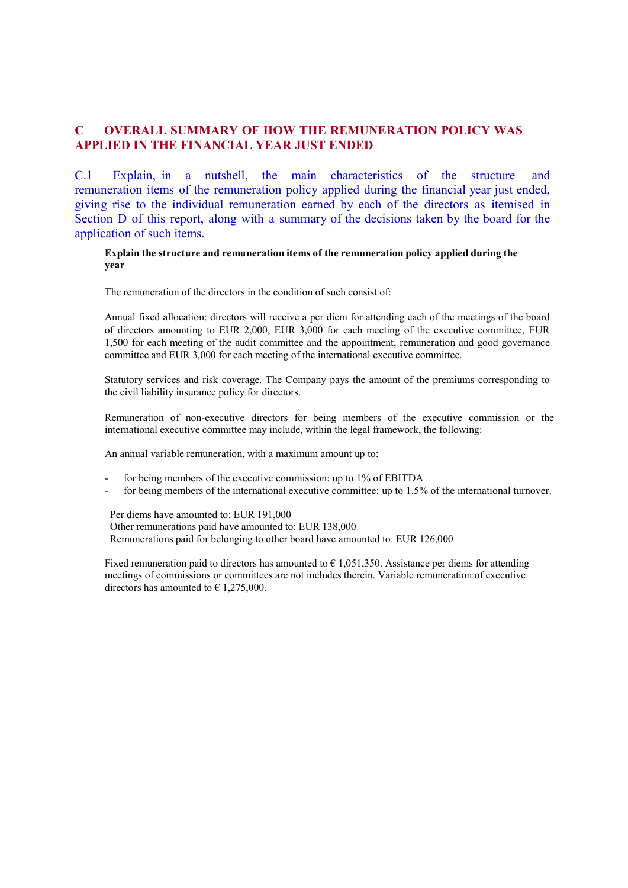## C OVERALL SUMMARY OF HOW THE REMUNERATION POLICY WAS APPLIED IN THE FINANCIAL YEAR JUST ENDED

C.1 Explain, in a nutshell, the main characteristics of the structure and remuneration items of the remuneration policy applied during the financial year just ended, giving rise to the individual remuneration earned by each of the directors as itemised in Section D of this report, along with a summary of the decisions taken by the board for the application of such items.

**Explain the structure and remuneration items of the remuneration policy applied during the year**

The remuneration of the directors in the condition of such consist of:

Annual fixed allocation: directors will receive a per diem for attending each of the meetings of the board of directors amounting to EUR 2,000, EUR 3,000 for each meeting of the executive committee, EUR 1,500 for each meeting of the audit committee and the appointment, remuneration and good governance committee and EUR 3,000 for each meeting of the international executive committee.

Statutory services and risk coverage. The Company pays the amount of the premiums corresponding to the civil liability insurance policy for directors.

Remuneration of non-executive directors for being members of the executive commission or the international executive committee may include, within the legal framework, the following:

An annual variable remuneration, with a maximum amount up to:

- for being members of the executive commission: up to 1% of EBITDA
- for being members of the international executive committee: up to 1.5% of the international turnover.

Per diems have amounted to: EUR 191,000
Other remunerations paid have amounted to: EUR 138,000
Remunerations paid for belonging to other board have amounted to: EUR 126,000

Fixed remuneration paid to directors has amounted to € 1,051,350. Assistance per diems for attending meetings of commissions or committees are not includes therein. Variable remuneration of executive directors has amounted to € 1,275,000.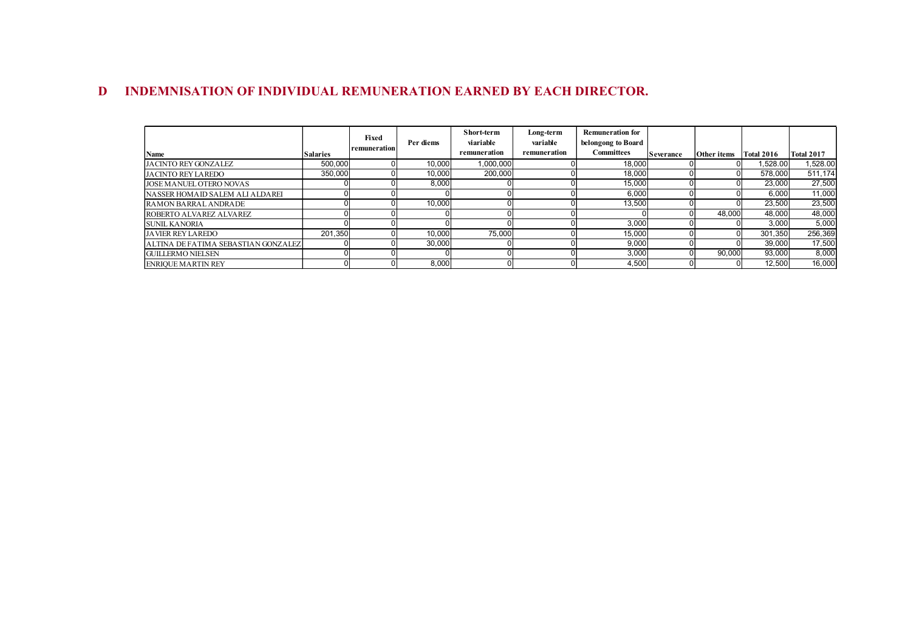## D INDEMNISATION OF INDIVIDUAL REMUNERATION EARNED BY EACH DIRECTOR.

| Name | Salaries | Fixed remuneration | Per diems | Short-term viariable remuneration | Long-term variable remuneration | Remuneration for belongong to Board Committees | Severance | Other items | Total 2016 | Total 2017 |
|---|---|---|---|---|---|---|---|---|---|---|
| JACINTO REY GONZALEZ | 500,000 | 0 | 10,000 | 1,000,000 | 0 | 18,000 | 0 | 0 | 1,528.00 | 1,528.00 |
| JACINTO REY LAREDO | 350,000 | 0 | 10,000 | 200,000 | 0 | 18,000 | 0 | 0 | 578,000 | 511,174 |
| JOSE MANUEL OTERO NOVAS | 0 | 0 | 8,000 | 0 | 0 | 15,000 | 0 | 0 | 23,000 | 27,500 |
| NASSER HOMAID SALEM ALI ALDAREI | 0 | 0 | 0 | 0 | 0 | 6,000 | 0 | 0 | 6,000 | 11,000 |
| RAMON BARRAL ANDRADE | 0 | 0 | 10,000 | 0 | 0 | 13,500 | 0 | 0 | 23,500 | 23,500 |
| ROBERTO ALVAREZ ALVAREZ | 0 | 0 | 0 | 0 | 0 | 0 | 0 | 48,000 | 48,000 | 48,000 |
| SUNIL KANORIA | 0 | 0 | 0 | 0 | 0 | 3,000 | 0 | 0 | 3,000 | 5,000 |
| JAVIER REY LAREDO | 201,350 | 0 | 10,000 | 75,000 | 0 | 15,000 | 0 | 0 | 301,350 | 256,369 |
| ALTINA DE FATIMA SEBASTIAN GONZALEZ | 0 | 0 | 30,000 | 0 | 0 | 9,000 | 0 | 0 | 39,000 | 17,500 |
| GUILLERMO NIELSEN | 0 | 0 | 0 | 0 | 0 | 3,000 | 0 | 90,000 | 93,000 | 8,000 |
| ENRIQUE MARTIN REY | 0 | 0 | 8,000 | 0 | 0 | 4,500 | 0 | 0 | 12,500 | 16,000 |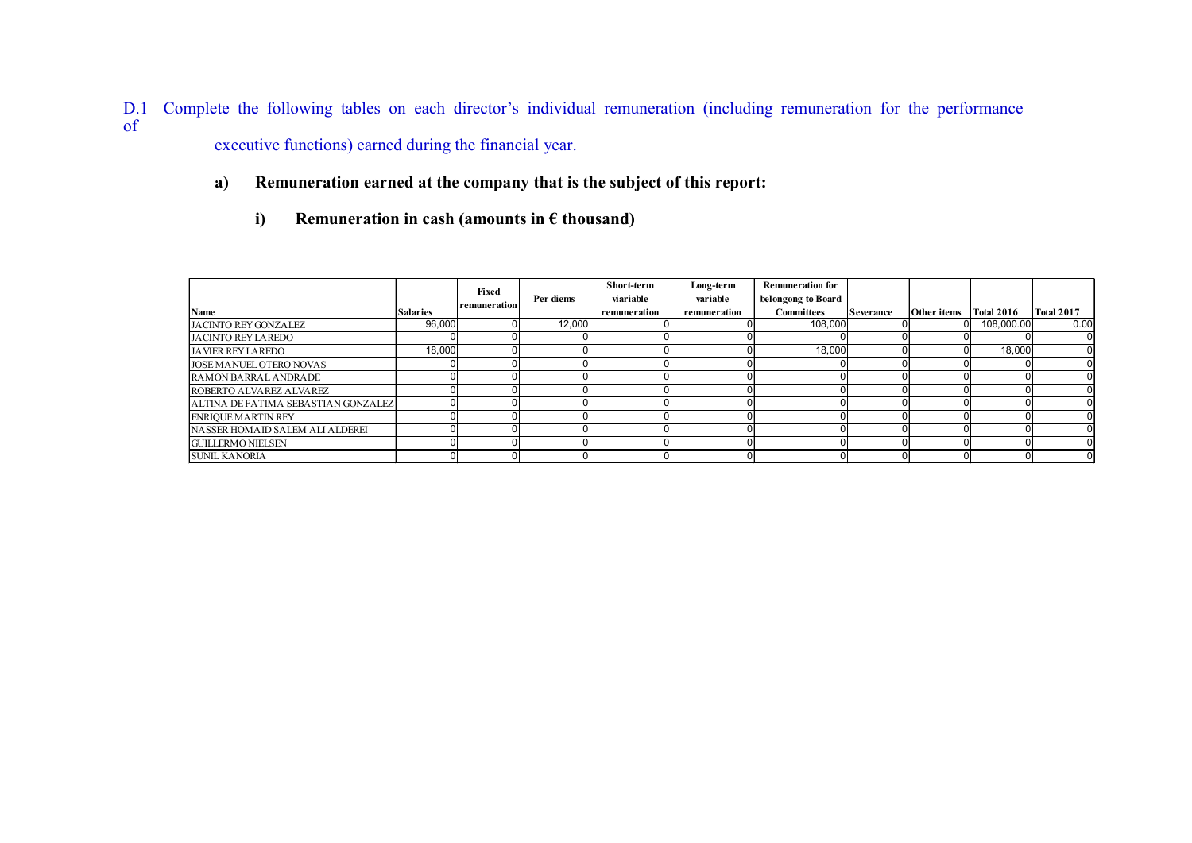D.1 Complete the following tables on each director's individual remuneration (including remuneration for the performance of executive functions) earned during the financial year.

**a) Remuneration earned at the company that is the subject of this report:**

**i) Remuneration in cash (amounts in € thousand)**

| Name | Salaries | Fixed remuneration | Per diems | Short-term viariable remuneration | Long-term variable remuneration | Remuneration for belongong to Board Committees | Severance | Other items | Total 2016 | Total 2017 |
|---|---|---|---|---|---|---|---|---|---|---|
| JACINTO REY GONZALEZ | 96,000 | 0 | 12,000 | 0 | 0 | 108,000 | 0 | 0 | 108,000.00 | 0.00 |
| JACINTO REY LAREDO | 0 | 0 | 0 | 0 | 0 | 0 | 0 | 0 | 0 | 0 |
| JAVIER REY LAREDO | 18,000 | 0 | 0 | 0 | 0 | 18,000 | 0 | 0 | 18,000 | 0 |
| JOSE MANUEL OTERO NOVAS | 0 | 0 | 0 | 0 | 0 | 0 | 0 | 0 | 0 | 0 |
| RAMON BARRAL ANDRADE | 0 | 0 | 0 | 0 | 0 | 0 | 0 | 0 | 0 | 0 |
| ROBERTO ALVAREZ ALVAREZ | 0 | 0 | 0 | 0 | 0 | 0 | 0 | 0 | 0 | 0 |
| ALTINA DE FATIMA SEBASTIAN GONZALEZ | 0 | 0 | 0 | 0 | 0 | 0 | 0 | 0 | 0 | 0 |
| ENRIQUE MARTIN REY | 0 | 0 | 0 | 0 | 0 | 0 | 0 | 0 | 0 | 0 |
| NASSER HOMAID SALEM ALI ALDEREI | 0 | 0 | 0 | 0 | 0 | 0 | 0 | 0 | 0 | 0 |
| GUILLERMO NIELSEN | 0 | 0 | 0 | 0 | 0 | 0 | 0 | 0 | 0 | 0 |
| SUNIL KANORIA | 0 | 0 | 0 | 0 | 0 | 0 | 0 | 0 | 0 | 0 |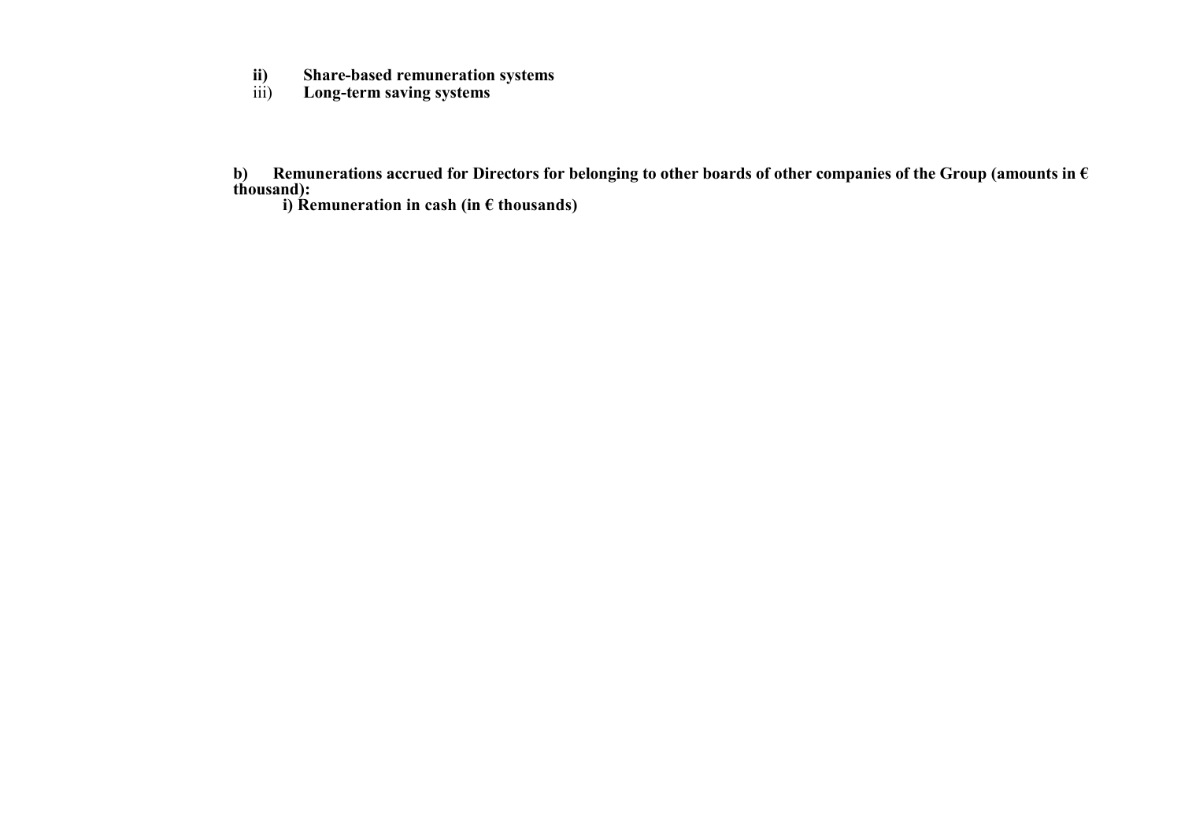**ii) Share-based remuneration systems**

**iii) Long-term saving systems**

**b) Remunerations accrued for Directors for belonging to other boards of other companies of the Group (amounts in € thousand):**

**i) Remuneration in cash (in € thousands)**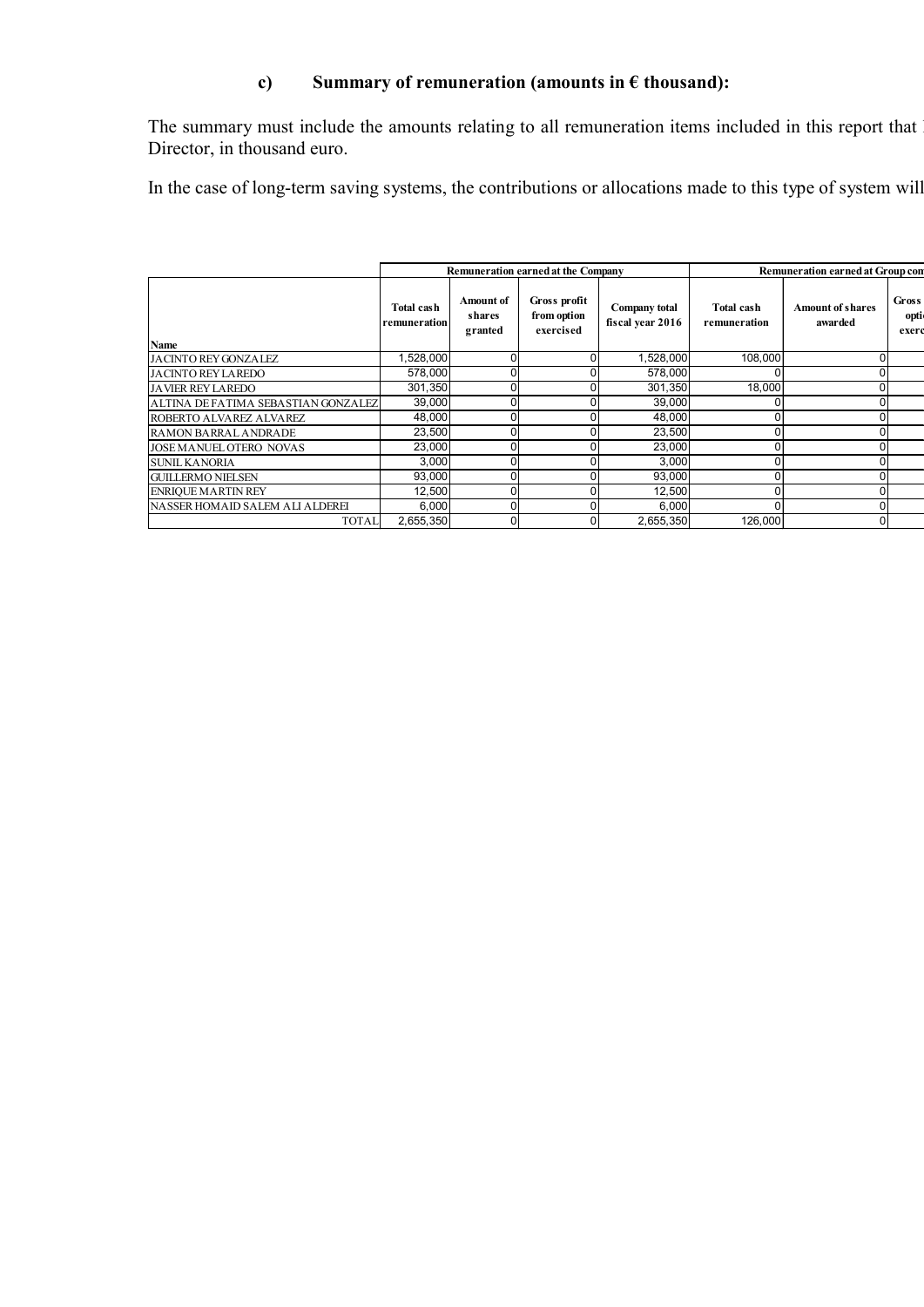### c) Summary of remuneration (amounts in € thousand):

The summary must include the amounts relating to all remuneration items included in this report that l Director, in thousand euro.

In the case of long-term saving systems, the contributions or allocations made to this type of system will

| | Remuneration earned at the Company | | | | Remuneration earned at Group com | | |
|---|---|---|---|---|---|---|---|
| Name | Total cash remuneration | Amount of shares granted | Gross profit from option exercised | Company total fiscal year 2016 | Total cash remuneration | Amount of shares awarded | Gross opti exerc |
| JACINTO REY GONZALEZ | 1,528,000 | 0 | 0 | 1,528,000 | 108,000 | 0 | |
| JACINTO REY LAREDO | 578,000 | 0 | 0 | 578,000 | 0 | 0 | |
| JAVIER REY LAREDO | 301,350 | 0 | 0 | 301,350 | 18,000 | 0 | |
| ALTINA DE FATIMA SEBASTIAN GONZALEZ | 39,000 | 0 | 0 | 39,000 | 0 | 0 | |
| ROBERTO ALVAREZ ALVAREZ | 48,000 | 0 | 0 | 48,000 | 0 | 0 | |
| RAMON BARRAL ANDRADE | 23,500 | 0 | 0 | 23,500 | 0 | 0 | |
| JOSE MANUEL OTERO NOVAS | 23,000 | 0 | 0 | 23,000 | 0 | 0 | |
| SUNIL KANORIA | 3,000 | 0 | 0 | 3,000 | 0 | 0 | |
| GUILLERMO NIELSEN | 93,000 | 0 | 0 | 93,000 | 0 | 0 | |
| ENRIQUE MARTIN REY | 12,500 | 0 | 0 | 12,500 | 0 | 0 | |
| NASSER HOMAID SALEM ALI ALDEREI | 6,000 | 0 | 0 | 6,000 | 0 | 0 | |
| TOTAL | 2,655,350 | 0 | 0 | 2,655,350 | 126,000 | 0 | |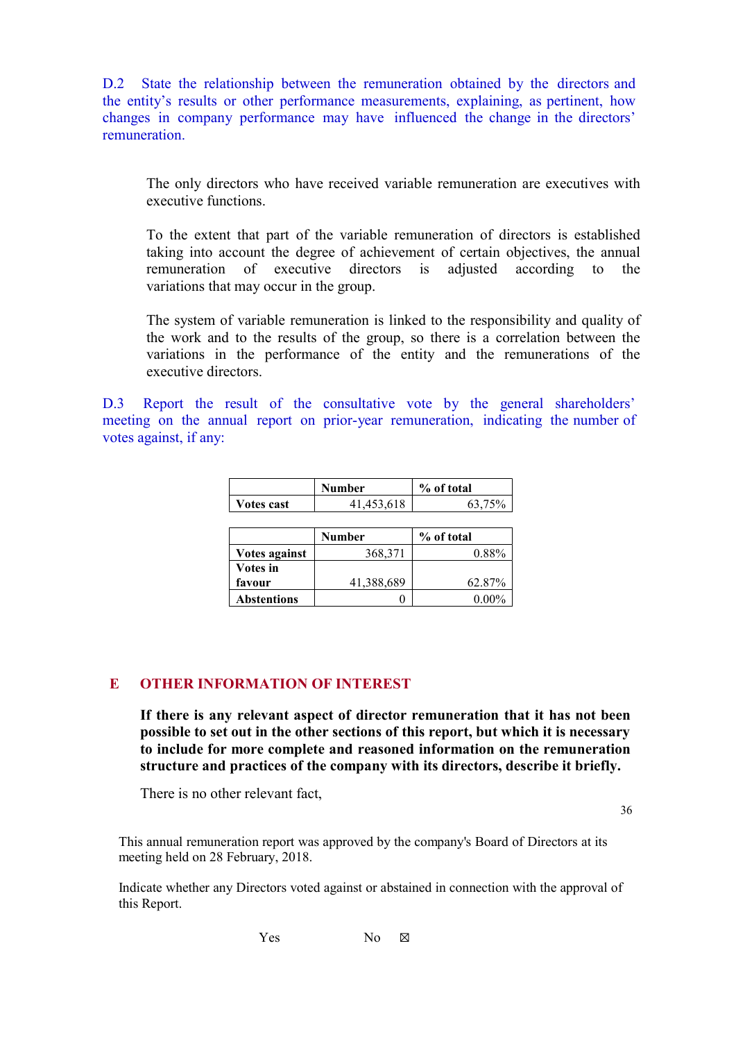D.2 State the relationship between the remuneration obtained by the directors and the entity's results or other performance measurements, explaining, as pertinent, how changes in company performance may have influenced the change in the directors' remuneration.

The only directors who have received variable remuneration are executives with executive functions.

To the extent that part of the variable remuneration of directors is established taking into account the degree of achievement of certain objectives, the annual remuneration of executive directors is adjusted according to the variations that may occur in the group.

The system of variable remuneration is linked to the responsibility and quality of the work and to the results of the group, so there is a correlation between the variations in the performance of the entity and the remunerations of the executive directors.

D.3 Report the result of the consultative vote by the general shareholders' meeting on the annual report on prior-year remuneration, indicating the number of votes against, if any:

| | Number | % of total |
|---|---|---|
| **Votes cast** | 41,453,618 | 63,75% |

| | Number | % of total |
|---|---|---|
| **Votes against** | 368,371 | 0.88% |
| **Votes in favour** | 41,388,689 | 62.87% |
| **Abstentions** | 0 | 0.00% |

## E OTHER INFORMATION OF INTEREST

**If there is any relevant aspect of director remuneration that it has not been possible to set out in the other sections of this report, but which it is necessary to include for more complete and reasoned information on the remuneration structure and practices of the company with its directors, describe it briefly.**

There is no other relevant fact,

This annual remuneration report was approved by the company's Board of Directors at its meeting held on 28 February, 2018.

Indicate whether any Directors voted against or abstained in connection with the approval of this Report.

Yes No ☒